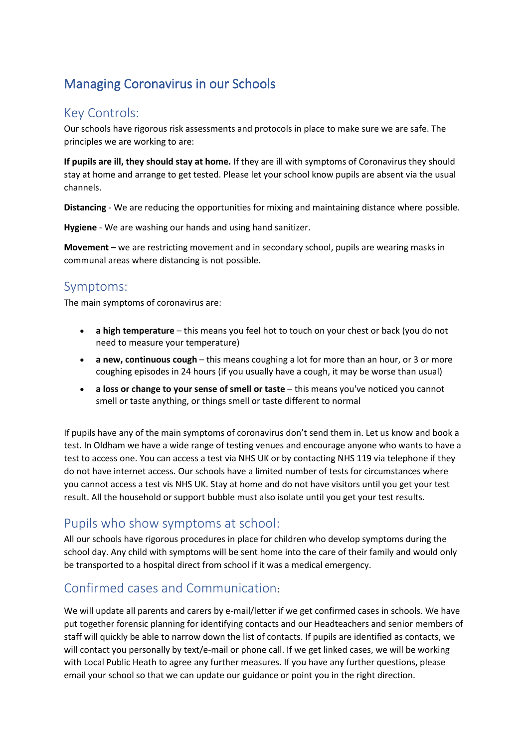# Managing Coronavirus in our Schools

## Key Controls:

Our schools have rigorous risk assessments and protocols in place to make sure we are safe. The principles we are working to are:

**If pupils are ill, they should stay at home.** If they are ill with symptoms of Coronavirus they should stay at home and arrange to get tested. Please let your school know pupils are absent via the usual channels.

**Distancing** - We are reducing the opportunities for mixing and maintaining distance where possible.

**Hygiene** - We are washing our hands and using hand sanitizer.

**Movement** – we are restricting movement and in secondary school, pupils are wearing masks in communal areas where distancing is not possible.

## Symptoms:

The main symptoms of coronavirus are:

- **a high temperature** – this means you feel hot to touch on your chest or back (you do not need to measure your temperature)
- **a new, continuous cough** – this means coughing a lot for more than an hour, or 3 or more coughing episodes in 24 hours (if you usually have a cough, it may be worse than usual)
- **a loss or change to your sense of smell or taste** – this means you've noticed you cannot smell or taste anything, or things smell or taste different to normal

If pupils have any of the main symptoms of coronavirus don't send them in. Let us know and book a test. In Oldham we have a wide range of testing venues and encourage anyone who wants to have a test to access one. You can access a test via NHS UK or by contacting NHS 119 via telephone if they do not have internet access. Our schools have a limited number of tests for circumstances where you cannot access a test vis NHS UK. Stay at home and do not have visitors until you get your test result. All the household or support bubble must also isolate until you get your test results.

## Pupils who show symptoms at school:

All our schools have rigorous procedures in place for children who develop symptoms during the school day. Any child with symptoms will be sent home into the care of their family and would only be transported to a hospital direct from school if it was a medical emergency.

## Confirmed cases and Communication:

We will update all parents and carers by e-mail/letter if we get confirmed cases in schools. We have put together forensic planning for identifying contacts and our Headteachers and senior members of staff will quickly be able to narrow down the list of contacts. If pupils are identified as contacts, we will contact you personally by text/e-mail or phone call. If we get linked cases, we will be working with Local Public Heath to agree any further measures. If you have any further questions, please email your school so that we can update our guidance or point you in the right direction.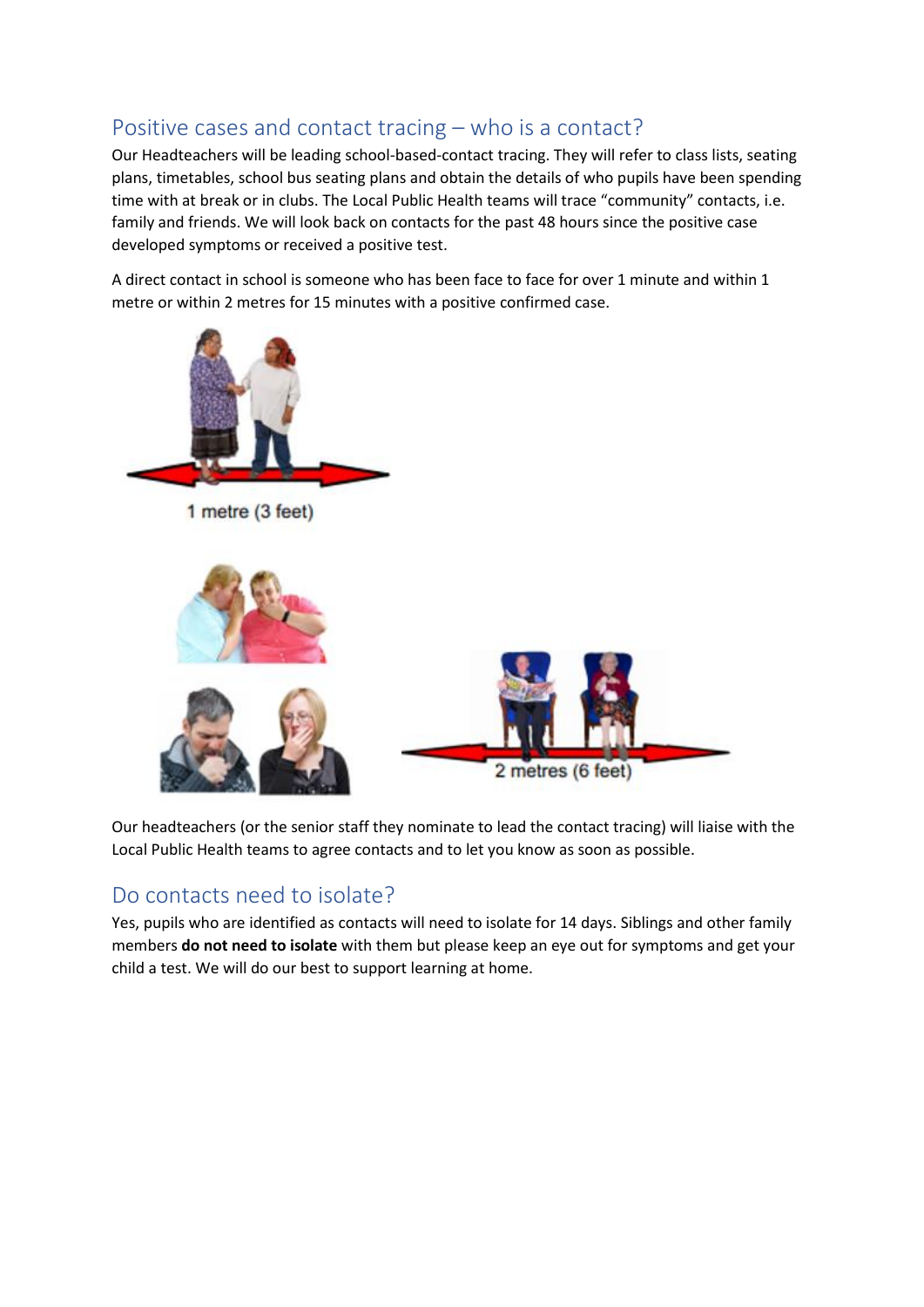## Positive cases and contact tracing – who is a contact?

Our Headteachers will be leading school-based-contact tracing. They will refer to class lists, seating plans, timetables, school bus seating plans and obtain the details of who pupils have been spending time with at break or in clubs. The Local Public Health teams will trace "community" contacts, i.e. family and friends. We will look back on contacts for the past 48 hours since the positive case developed symptoms or received a positive test.

A direct contact in school is someone who has been face to face for over 1 minute and within 1 metre or within 2 metres for 15 minutes with a positive confirmed case.

1 metre (3 feet)

2 metres (6 feet)

Our headteachers (or the senior staff they nominate to lead the contact tracing) will liaise with the Local Public Health teams to agree contacts and to let you know as soon as possible.

## Do contacts need to isolate?

Yes, pupils who are identified as contacts will need to isolate for 14 days. Siblings and other family members **do not need to isolate** with them but please keep an eye out for symptoms and get your child a test. We will do our best to support learning at home.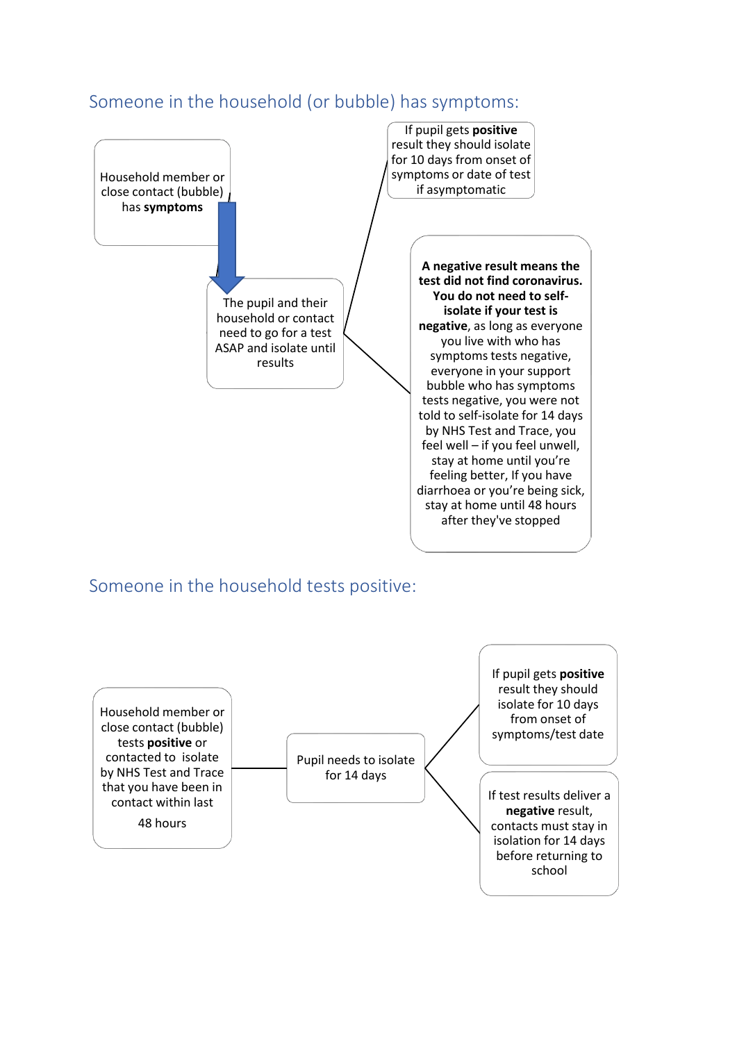## Someone in the household (or bubble) has symptoms:

Household member or close contact (bubble) has **symptoms**

The pupil and their household or contact need to go for a test ASAP and isolate until results

If pupil gets **positive** result they should isolate for 10 days from onset of symptoms or date of test if asymptomatic

**A negative result means the test did not find coronavirus. You do not need to self-isolate if your test is negative**, as long as everyone you live with who has symptoms tests negative, everyone in your support bubble who has symptoms tests negative, you were not told to self-isolate for 14 days by NHS Test and Trace, you feel well – if you feel unwell, stay at home until you're feeling better, If you have diarrhoea or you're being sick, stay at home until 48 hours after they've stopped

## Someone in the household tests positive:

Household member or close contact (bubble) tests **positive** or contacted to isolate by NHS Test and Trace that you have been in contact within last 48 hours

Pupil needs to isolate for 14 days

If pupil gets **positive** result they should isolate for 10 days from onset of symptoms/test date

If test results deliver a **negative** result, contacts must stay in isolation for 14 days before returning to school